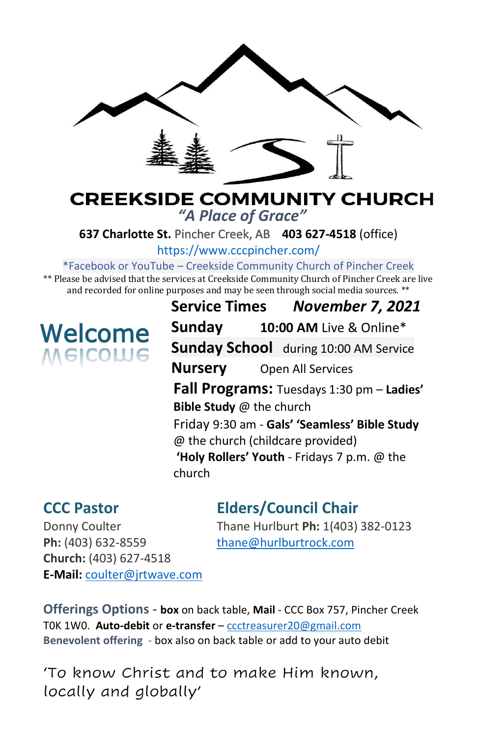# CREEKSIDE COMMUNITY CHURCH

*"A Place of Grace"*

**637 Charlotte St.** Pincher Creek, AB **403 627-4518** (office)

https://www.cccpincher.com/

*Facebook or YouTube – Creekside Community Church of Pincher Creek

** Please be advised that the services at Creekside Community Church of Pincher Creek are live and recorded for online purposes and may be seen through social media sources. **

## Welcome

**Service Times** ***November 7, 2021***

**Sunday** **10:00 AM** Live & Online*

**Sunday School** during 10:00 AM Service

**Nursery** Open All Services

**Fall Programs:** Tuesdays 1:30 pm – **Ladies' Bible Study** @ the church

Friday 9:30 am - **Gals' 'Seamless' Bible Study** @ the church (childcare provided)

**'Holy Rollers' Youth** - Fridays 7 p.m. @ the church

## CCC Pastor

Donny Coulter
**Ph:** (403) 632-8559
**Church:** (403) 627-4518
**E-Mail:** coulter@jrtwave.com

## Elders/Council Chair

Thane Hurlburt **Ph:** 1(403) 382-0123
thane@hurlburtrock.com

**Offerings Options - box** on back table, **Mail** - CCC Box 757, Pincher Creek T0K 1W0. **Auto-debit** or **e-transfer** – ccctreasurer20@gmail.com
**Benevolent offering** - box also on back table or add to your auto debit

'To know Christ and to make Him known, locally and globally'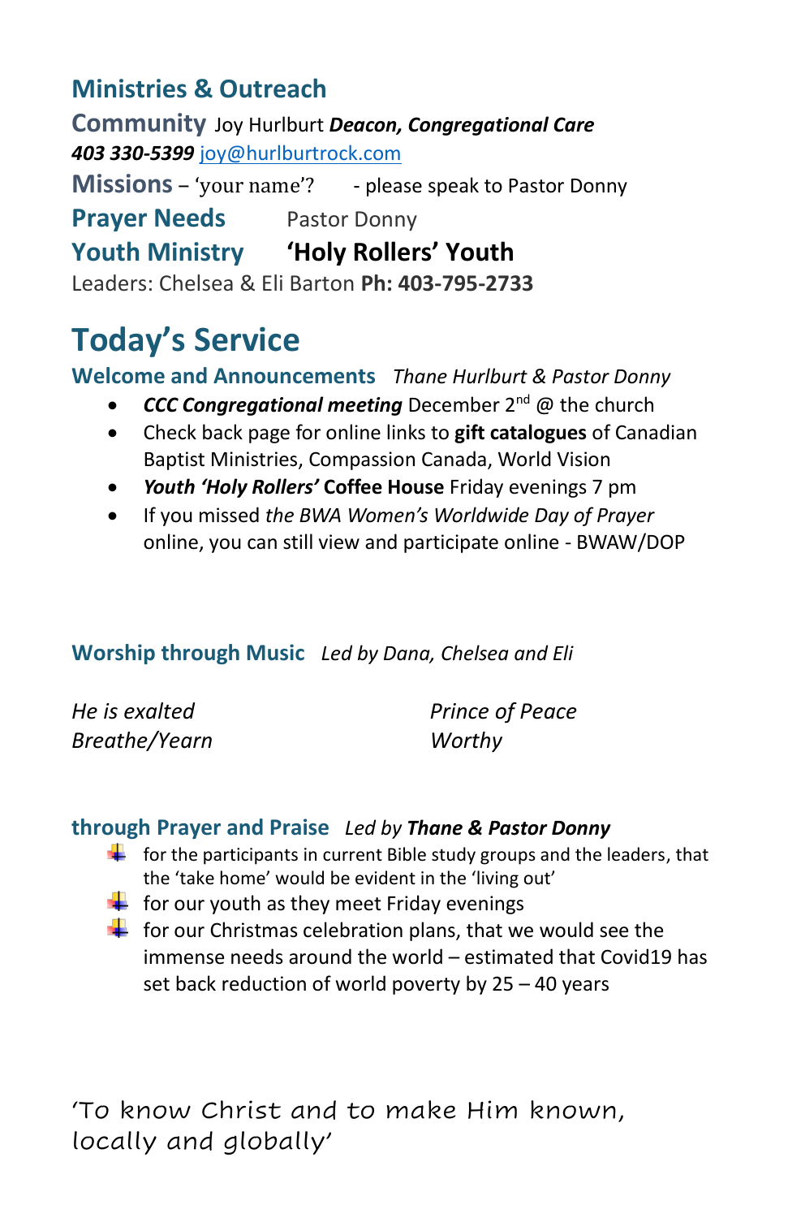## Ministries & Outreach

**Community** Joy Hurlburt ***Deacon, Congregational Care***
***403 330-5399*** [joy@hurlburtrock.com](mailto:joy@hurlburtrock.com)

**Missions** – 'your name'? - please speak to Pastor Donny

**Prayer Needs** Pastor Donny

**Youth Ministry** **'Holy Rollers' Youth**
Leaders: Chelsea & Eli Barton **Ph: 403-795-2733**

# Today's Service

**Welcome and Announcements** *Thane Hurlbut & Pastor Donny*

- ***CCC Congregational meeting*** December 2nd @ the church
- Check back page for online links to **gift catalogues** of Canadian Baptist Ministries, Compassion Canada, World Vision
- ***Youth 'Holy Rollers'* Coffee House** Friday evenings 7 pm
- If you missed *the BWA Women's Worldwide Day of Prayer* online, you can still view and participate online - BWAW/DOP

**Worship through Music** *Led by Dana, Chelsea and Eli*

*He is exalted*
*Breathe/Yearn*
*Prince of Peace*
*Worthy*

**through Prayer and Praise** *Led by **Thane & Pastor Donny***

- for the participants in current Bible study groups and the leaders, that the 'take home' would be evident in the 'living out'
- for our youth as they meet Friday evenings
- for our Christmas celebration plans, that we would see the immense needs around the world – estimated that Covid19 has set back reduction of world poverty by 25 – 40 years

'To know Christ and to make Him known, locally and globally'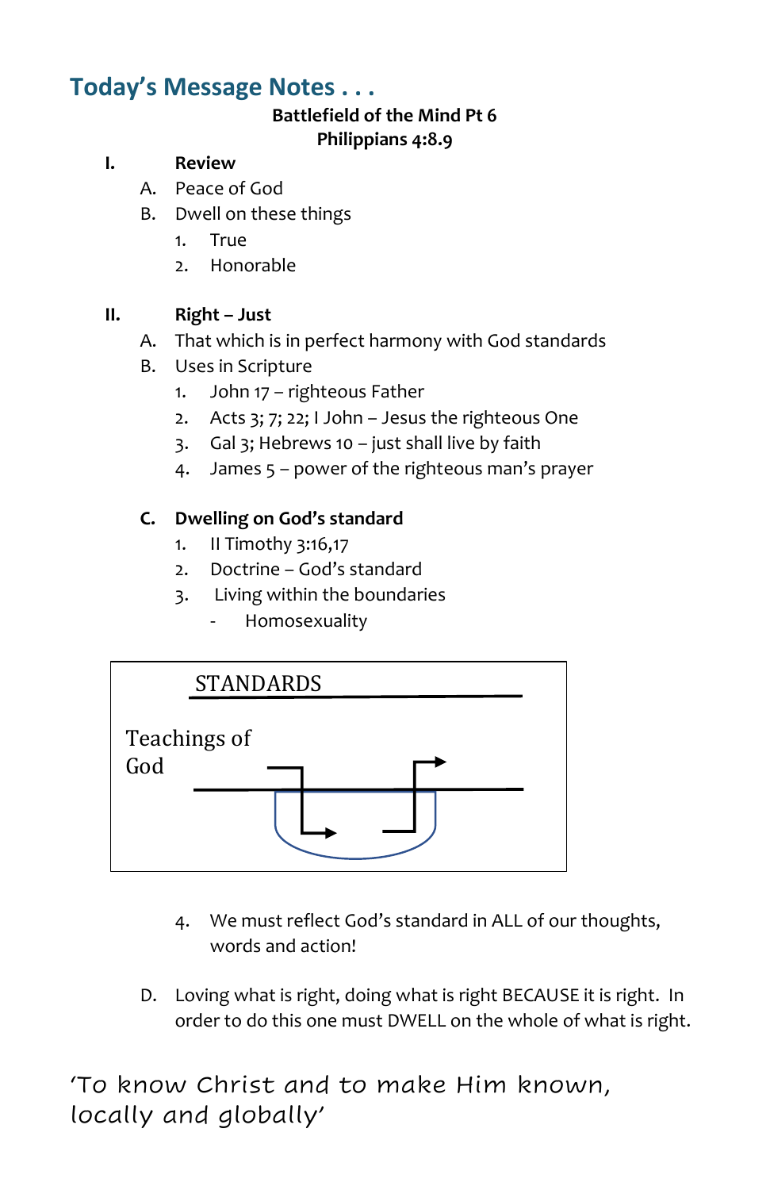## Today's Message Notes . . .

**Battlefield of the Mind Pt 6**
**Philippians 4:8.9**

**I. Review**

A. Peace of God

B. Dwell on these things

1. True
2. Honorable

**II. Right – Just**

A. That which is in perfect harmony with God standards

B. Uses in Scripture

1. John 17 – righteous Father
2. Acts 3; 7; 22; I John – Jesus the righteous One
3. Gal 3; Hebrews 10 – just shall live by faith
4. James 5 – power of the righteous man's prayer

**C. Dwelling on God's standard**

1. II Timothy 3:16,17
2. Doctrine – God's standard
3. Living within the boundaries
   - Homosexuality

STANDARDS

Teachings of God

4. We must reflect God's standard in ALL of our thoughts, words and action!

D. Loving what is right, doing what is right BECAUSE it is right. In order to do this one must DWELL on the whole of what is right.

'To know Christ and to make Him known, locally and globally'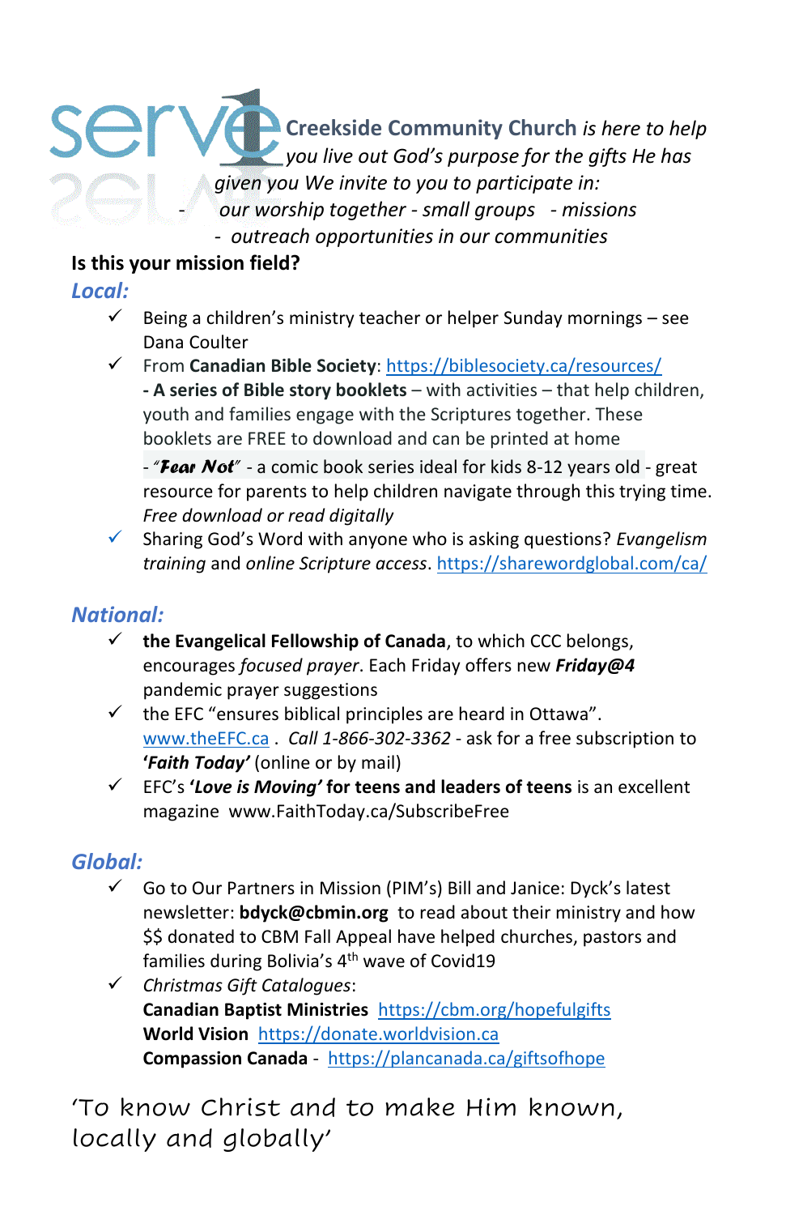serve

**Creekside Community Church** *is here to help you live out God's purpose for the gifts He has given you We invite to you to participate in:*

- *our worship together - small groups - missions*
- *outreach opportunities in our communities*

**Is this your mission field?**

### *Local:*

- ✓ Being a children's ministry teacher or helper Sunday mornings – see Dana Coulter
- ✓ From **Canadian Bible Society**: https://biblesociety.ca/resources/
  **- A series of Bible story booklets** – with activities – that help children, youth and families engage with the Scriptures together. These booklets are FREE to download and can be printed at home
  - "***Fear Not***" - a comic book series ideal for kids 8-12 years old - great resource for parents to help children navigate through this trying time. *Free download or read digitally*
- ✓ Sharing God's Word with anyone who is asking questions? *Evangelism training* and *online Scripture access*. https://sharewordglobal.com/ca/

### *National:*

- ✓ **the Evangelical Fellowship of Canada**, to which CCC belongs, encourages *focused prayer*. Each Friday offers new ***Friday@4*** pandemic prayer suggestions
- ✓ the EFC "ensures biblical principles are heard in Ottawa". www.theEFC.ca . *Call 1-866-302-3362* - ask for a free subscription to ***'Faith Today'*** (online or by mail)
- ✓ EFC's ***'Love is Moving'* for teens and leaders of teens** is an excellent magazine www.FaithToday.ca/SubscribeFree

### *Global:*

- ✓ Go to Our Partners in Mission (PIM's) Bill and Janice: Dyck's latest newsletter: **bdyck@cbmin.org** to read about their ministry and how $$ donated to CBM Fall Appeal have helped churches, pastors and families during Bolivia's 4th wave of Covid19
- ✓ *Christmas Gift Catalogues*:
  **Canadian Baptist Ministries** https://cbm.org/hopefulgifts
  **World Vision** https://donate.worldvision.ca
  **Compassion Canada** - https://plancanada.ca/giftsofhope

'To know Christ and to make Him known, locally and globally'